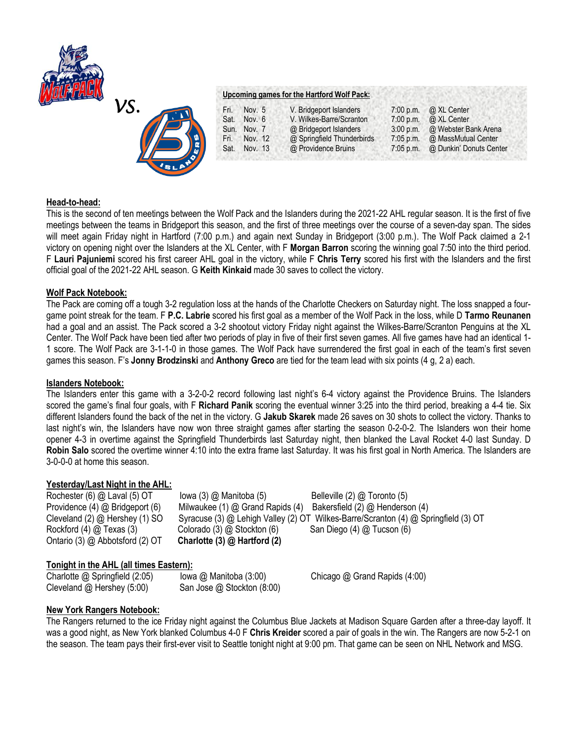vs.

**Upcoming games for the Hartford Wolf Pack:**

| | | | | |
|---|---|---|---|---|
| Fri. | Nov. 5 | V. Bridgeport Islanders | 7:00 p.m. | @ XL Center |
| Sat. | Nov. 6 | V. Wilkes-Barre/Scranton | 7:00 p.m. | @ XL Center |
| Sun. | Nov. 7 | @ Bridgeport Islanders | 3:00 p.m. | @ Webster Bank Arena |
| Fri. | Nov. 12 | @ Springfield Thunderbirds | 7:05 p.m. | @ MassMutual Center |
| Sat. | Nov. 13 | @ Providence Bruins | 7:05 p.m. | @ Dunkin' Donuts Center |

## Head-to-head:

This is the second of ten meetings between the Wolf Pack and the Islanders during the 2021-22 AHL regular season. It is the first of five meetings between the teams in Bridgeport this season, and the first of three meetings over the course of a seven-day span. The sides will meet again Friday night in Hartford (7:00 p.m.) and again next Sunday in Bridgeport (3:00 p.m.). The Wolf Pack claimed a 2-1 victory on opening night over the Islanders at the XL Center, with F **Morgan Barron** scoring the winning goal 7:50 into the third period. F **Lauri Pajuniemi** scored his first career AHL goal in the victory, while F **Chris Terry** scored his first with the Islanders and the first official goal of the 2021-22 AHL season. G **Keith Kinkaid** made 30 saves to collect the victory.

## Wolf Pack Notebook:

The Pack are coming off a tough 3-2 regulation loss at the hands of the Charlotte Checkers on Saturday night. The loss snapped a four-game point streak for the team. F **P.C. Labrie** scored his first goal as a member of the Wolf Pack in the loss, while D **Tarmo Reunanen** had a goal and an assist. The Pack scored a 3-2 shootout victory Friday night against the Wilkes-Barre/Scranton Penguins at the XL Center. The Wolf Pack have been tied after two periods of play in five of their first seven games. All five games have had an identical 1-1 score. The Wolf Pack are 3-1-1-0 in those games. The Wolf Pack have surrendered the first goal in each of the team's first seven games this season. F's **Jonny Brodzinski** and **Anthony Greco** are tied for the team lead with six points (4 g, 2 a) each.

## Islanders Notebook:

The Islanders enter this game with a 3-2-0-2 record following last night's 6-4 victory against the Providence Bruins. The Islanders scored the game's final four goals, with F **Richard Panik** scoring the eventual winner 3:25 into the third period, breaking a 4-4 tie. Six different Islanders found the back of the net in the victory. G **Jakub Skarek** made 26 saves on 30 shots to collect the victory. Thanks to last night's win, the Islanders have now won three straight games after starting the season 0-2-0-2. The Islanders won their home opener 4-3 in overtime against the Springfield Thunderbirds last Saturday night, then blanked the Laval Rocket 4-0 last Sunday. D **Robin Salo** scored the overtime winner 4:10 into the extra frame last Saturday. It was his first goal in North America. The Islanders are 3-0-0-0 at home this season.

## Yesterday/Last Night in the AHL:

Rochester (6) @ Laval (5) OT
Providence (4) @ Bridgeport (6)
Cleveland (2) @ Hershey (1) SO
Rockford (4) @ Texas (3)
Ontario (3) @ Abbotsford (2) OT
Iowa (3) @ Manitoba (5)
Milwaukee (1) @ Grand Rapids (4)
Syracuse (3) @ Lehigh Valley (2) OT
Colorado (3) @ Stockton (6)
**Charlotte (3) @ Hartford (2)**
Belleville (2) @ Toronto (5)
Bakersfield (2) @ Henderson (4)
Wilkes-Barre/Scranton (4) @ Springfield (3) OT
San Diego (4) @ Tucson (6)

## Tonight in the AHL (all times Eastern):

Charlotte @ Springfield (2:05)
Cleveland @ Hershey (5:00)
Iowa @ Manitoba (3:00)
San Jose @ Stockton (8:00)
Chicago @ Grand Rapids (4:00)

## New York Rangers Notebook:

The Rangers returned to the ice Friday night against the Columbus Blue Jackets at Madison Square Garden after a three-day layoff. It was a good night, as New York blanked Columbus 4-0 F **Chris Kreider** scored a pair of goals in the win. The Rangers are now 5-2-1 on the season. The team pays their first-ever visit to Seattle tonight night at 9:00 pm. That game can be seen on NHL Network and MSG.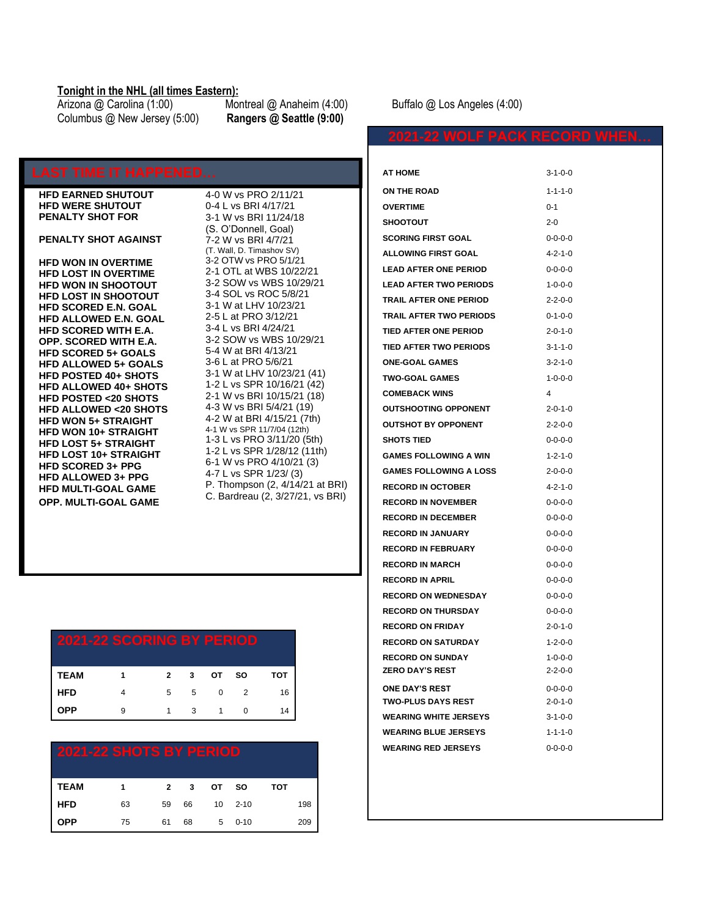**Tonight in the NHL (all times Eastern):**

Arizona @ Carolina (1:00)
Montreal @ Anaheim (4:00)
Buffalo @ Los Angeles (4:00)
Columbus @ New Jersey (5:00)
**Rangers @ Seattle (9:00)**

## LAST TIME IT HAPPENED…

| | |
|---|---|
| **HFD EARNED SHUTOUT** | 4-0 W vs PRO 2/11/21 |
| **HFD WERE SHUTOUT** | 0-4 L vs BRI 4/17/21 |
| **PENALTY SHOT FOR** | 3-1 W vs BRI 11/24/18 (S. O'Donnell, Goal) |
| **PENALTY SHOT AGAINST** | 7-2 W vs BRI 4/7/21 (T. Wall, D. Timashov SV) |
| **HFD WON IN OVERTIME** | 3-2 OTW vs PRO 5/1/21 |
| **HFD LOST IN OVERTIME** | 2-1 OTL at WBS 10/22/21 |
| **HFD WON IN SHOOTOUT** | 3-2 SOW vs WBS 10/29/21 |
| **HFD LOST IN SHOOTOUT** | 3-4 SOL vs ROC 5/8/21 |
| **HFD SCORED E.N. GOAL** | 3-1 W at LHV 10/23/21 |
| **HFD ALLOWED E.N. GOAL** | 2-5 L at PRO 3/12/21 |
| **HFD SCORED WITH E.A.** | 3-4 L vs BRI 4/24/21 |
| **OPP. SCORED WITH E.A.** | 3-2 SOW vs WBS 10/29/21 |
| **HFD SCORED 5+ GOALS** | 5-4 W at BRI 4/13/21 |
| **HFD ALLOWED 5+ GOALS** | 3-6 L at PRO 5/6/21 |
| **HFD POSTED 40+ SHOTS** | 3-1 W at LHV 10/23/21 (41) |
| **HFD ALLOWED 40+ SHOTS** | 1-2 L vs SPR 10/16/21 (42) |
| **HFD POSTED <20 SHOTS** | 2-1 W vs BRI 10/15/21 (18) |
| **HFD ALLOWED <20 SHOTS** | 4-3 W vs BRI 5/4/21 (19) |
| **HFD WON 5+ STRAIGHT** | 4-2 W at BRI 4/15/21 (7th) |
| **HFD WON 10+ STRAIGHT** | 4-1 W vs SPR 11/7/04 (12th) |
| **HFD LOST 5+ STRAIGHT** | 1-3 L vs PRO 3/11/20 (5th) |
| **HFD LOST 10+ STRAIGHT** | 1-2 L vs SPR 1/28/12 (11th) |
| **HFD SCORED 3+ PPG** | 6-1 W vs PRO 4/10/21 (3) |
| **HFD ALLOWED 3+ PPG** | 4-7 L vs SPR 1/23/ (3) |
| **HFD MULTI-GOAL GAME** | P. Thompson (2, 4/14/21 at BRI) |
| **OPP. MULTI-GOAL GAME** | C. Bardreau (2, 3/27/21, vs BRI) |

## 2021-22 SCORING BY PERIOD

| TEAM | 1 | 2 | 3 | OT | SO | TOT |
|---|---|---|---|---|---|---|
| HFD | 4 | 5 | 5 | 0 | 2 | 16 |
| OPP | 9 | 1 | 3 | 1 | 0 | 14 |

## 2021-22 SHOTS BY PERIOD

| TEAM | 1 | 2 | 3 | OT | SO | TOT |
|---|---|---|---|---|---|---|
| HFD | 63 | 59 | 66 | 10 | 2-10 | 198 |
| OPP | 75 | 61 | 68 | 5 | 0-10 | 209 |

## 2021-22 WOLF PACK RECORD WHEN…

| | |
|---|---|
| AT HOME | 3-1-0-0 |
| ON THE ROAD | 1-1-1-0 |
| OVERTIME | 0-1 |
| SHOOTOUT | 2-0 |
| SCORING FIRST GOAL | 0-0-0-0 |
| ALLOWING FIRST GOAL | 4-2-1-0 |
| LEAD AFTER ONE PERIOD | 0-0-0-0 |
| LEAD AFTER TWO PERIODS | 1-0-0-0 |
| TRAIL AFTER ONE PERIOD | 2-2-0-0 |
| TRAIL AFTER TWO PERIODS | 0-1-0-0 |
| TIED AFTER ONE PERIOD | 2-0-1-0 |
| TIED AFTER TWO PERIODS | 3-1-1-0 |
| ONE-GOAL GAMES | 3-2-1-0 |
| TWO-GOAL GAMES | 1-0-0-0 |
| COMEBACK WINS | 4 |
| OUTSHOOTING OPPONENT | 2-0-1-0 |
| OUTSHOT BY OPPONENT | 2-2-0-0 |
| SHOTS TIED | 0-0-0-0 |
| GAMES FOLLOWING A WIN | 1-2-1-0 |
| GAMES FOLLOWING A LOSS | 2-0-0-0 |
| RECORD IN OCTOBER | 4-2-1-0 |
| RECORD IN NOVEMBER | 0-0-0-0 |
| RECORD IN DECEMBER | 0-0-0-0 |
| RECORD IN JANUARY | 0-0-0-0 |
| RECORD IN FEBRUARY | 0-0-0-0 |
| RECORD IN MARCH | 0-0-0-0 |
| RECORD IN APRIL | 0-0-0-0 |
| RECORD ON WEDNESDAY | 0-0-0-0 |
| RECORD ON THURSDAY | 0-0-0-0 |
| RECORD ON FRIDAY | 2-0-1-0 |
| RECORD ON SATURDAY | 1-2-0-0 |
| RECORD ON SUNDAY | 1-0-0-0 |
| ZERO DAY'S REST | 2-2-0-0 |
| ONE DAY'S REST | 0-0-0-0 |
| TWO-PLUS DAYS REST | 2-0-1-0 |
| WEARING WHITE JERSEYS | 3-1-0-0 |
| WEARING BLUE JERSEYS | 1-1-1-0 |
| WEARING RED JERSEYS | 0-0-0-0 |